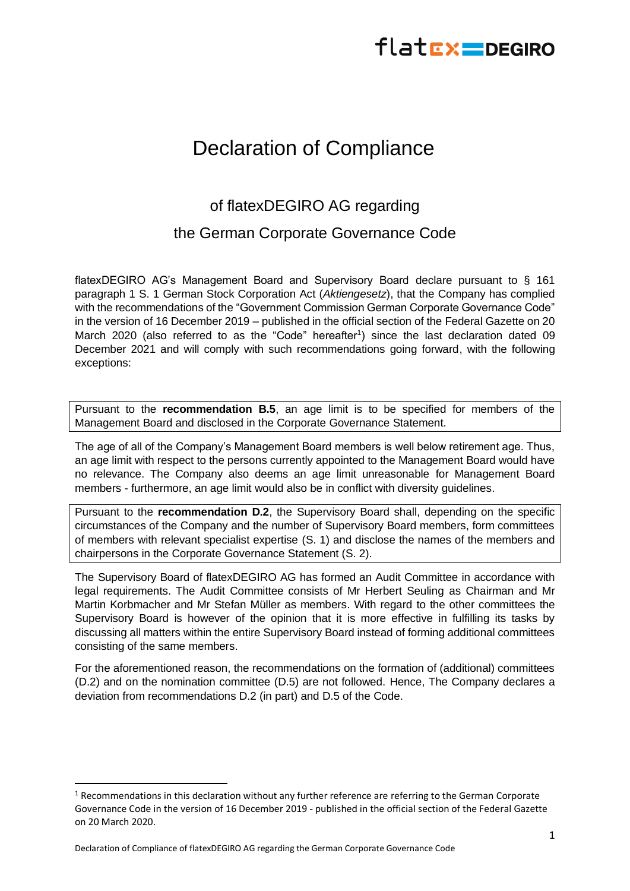# Declaration of Compliance

## of flatexDEGIRO AG regarding

## the German Corporate Governance Code

flatexDEGIRO AG's Management Board and Supervisory Board declare pursuant to § 161 paragraph 1 S. 1 German Stock Corporation Act (*Aktiengesetz*), that the Company has complied with the recommendations of the "Government Commission German Corporate Governance Code" in the version of 16 December 2019 – published in the official section of the Federal Gazette on 20 March 2020 (also referred to as the "Code" hereafter[1]) since the last declaration dated 09 December 2021 and will comply with such recommendations going forward, with the following exceptions:

Pursuant to the **recommendation B.5**, an age limit is to be specified for members of the Management Board and disclosed in the Corporate Governance Statement.

The age of all of the Company's Management Board members is well below retirement age. Thus, an age limit with respect to the persons currently appointed to the Management Board would have no relevance. The Company also deems an age limit unreasonable for Management Board members - furthermore, an age limit would also be in conflict with diversity guidelines.

Pursuant to the **recommendation D.2**, the Supervisory Board shall, depending on the specific circumstances of the Company and the number of Supervisory Board members, form committees of members with relevant specialist expertise (S. 1) and disclose the names of the members and chairpersons in the Corporate Governance Statement (S. 2).

The Supervisory Board of flatexDEGIRO AG has formed an Audit Committee in accordance with legal requirements. The Audit Committee consists of Mr Herbert Seuling as Chairman and Mr Martin Korbmacher and Mr Stefan Müller as members. With regard to the other committees the Supervisory Board is however of the opinion that it is more effective in fulfilling its tasks by discussing all matters within the entire Supervisory Board instead of forming additional committees consisting of the same members.

For the aforementioned reason, the recommendations on the formation of (additional) committees (D.2) and on the nomination committee (D.5) are not followed. Hence, The Company declares a deviation from recommendations D.2 (in part) and D.5 of the Code.

[1] Recommendations in this declaration without any further reference are referring to the German Corporate Governance Code in the version of 16 December 2019 - published in the official section of the Federal Gazette on 20 March 2020.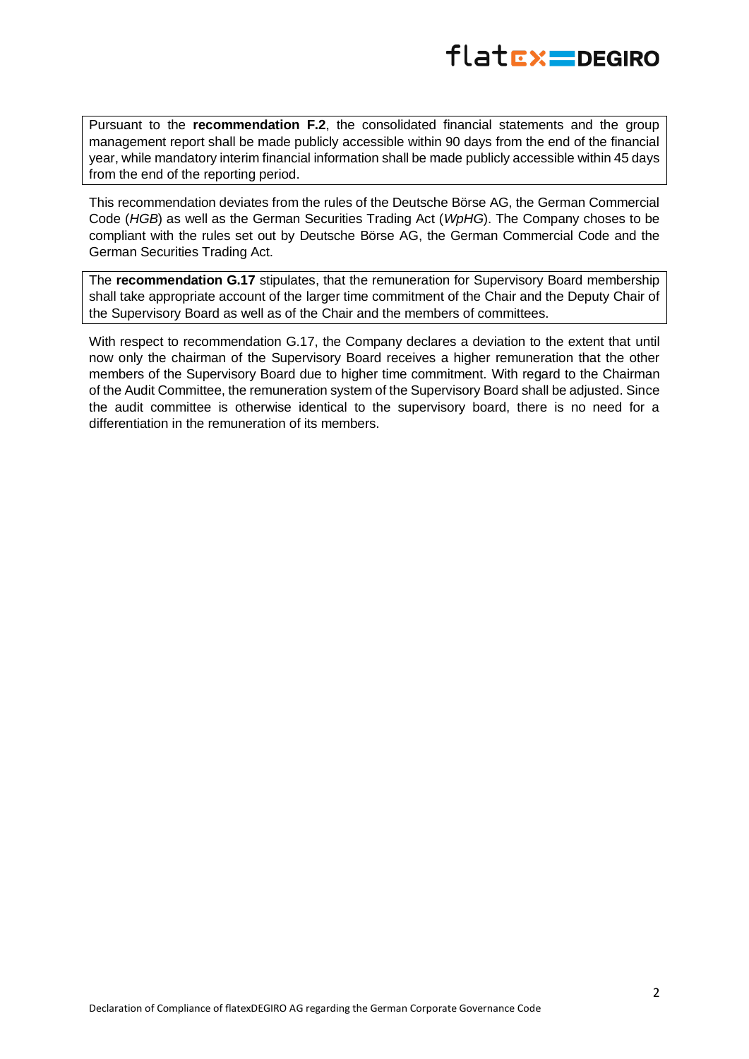Pursuant to the **recommendation F.2**, the consolidated financial statements and the group management report shall be made publicly accessible within 90 days from the end of the financial year, while mandatory interim financial information shall be made publicly accessible within 45 days from the end of the reporting period.

This recommendation deviates from the rules of the Deutsche Börse AG, the German Commercial Code (*HGB*) as well as the German Securities Trading Act (*WpHG*). The Company choses to be compliant with the rules set out by Deutsche Börse AG, the German Commercial Code and the German Securities Trading Act.

The **recommendation G.17** stipulates, that the remuneration for Supervisory Board membership shall take appropriate account of the larger time commitment of the Chair and the Deputy Chair of the Supervisory Board as well as of the Chair and the members of committees.

With respect to recommendation G.17, the Company declares a deviation to the extent that until now only the chairman of the Supervisory Board receives a higher remuneration that the other members of the Supervisory Board due to higher time commitment. With regard to the Chairman of the Audit Committee, the remuneration system of the Supervisory Board shall be adjusted. Since the audit committee is otherwise identical to the supervisory board, there is no need for a differentiation in the remuneration of its members.